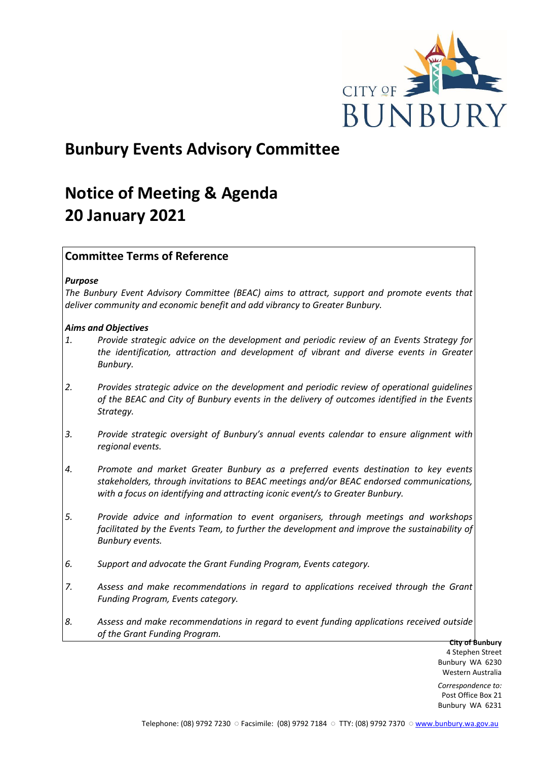CITY OF BUNBURY

# Bunbury Events Advisory Committee

# Notice of Meeting & Agenda
# 20 January 2021

## Committee Terms of Reference

***Purpose***

*The Bunbury Event Advisory Committee (BEAC) aims to attract, support and promote events that deliver community and economic benefit and add vibrancy to Greater Bunbury.*

***Aims and Objectives***

1. *Provide strategic advice on the development and periodic review of an Events Strategy for the identification, attraction and development of vibrant and diverse events in Greater Bunbury.*

2. *Provides strategic advice on the development and periodic review of operational guidelines of the BEAC and City of Bunbury events in the delivery of outcomes identified in the Events Strategy.*

3. *Provide strategic oversight of Bunbury's annual events calendar to ensure alignment with regional events.*

4. *Promote and market Greater Bunbury as a preferred events destination to key events stakeholders, through invitations to BEAC meetings and/or BEAC endorsed communications, with a focus on identifying and attracting iconic event/s to Greater Bunbury.*

5. *Provide advice and information to event organisers, through meetings and workshops facilitated by the Events Team, to further the development and improve the sustainability of Bunbury events.*

6. *Support and advocate the Grant Funding Program, Events category.*

7. *Assess and make recommendations in regard to applications received through the Grant Funding Program, Events category.*

8. *Assess and make recommendations in regard to event funding applications received outside of the Grant Funding Program.*

**City of Bunbury**
4 Stephen Street
Bunbury WA 6230
Western Australia

*Correspondence to:*
Post Office Box 21
Bunbury WA 6231

Telephone: (08) 9792 7230 ○ Facsimile: (08) 9792 7184 ○ TTY: (08) 9792 7370 ○ www.bunbury.wa.gov.au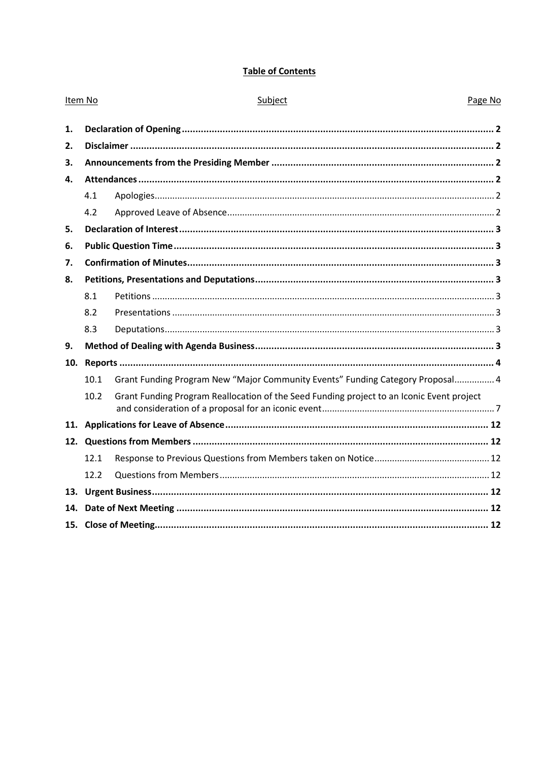## Table of Contents

| Item No | | Subject | Page No |
|---|---|---|---|
| **1.** | | **Declaration of Opening** | **2** |
| **2.** | | **Disclaimer** | **2** |
| **3.** | | **Announcements from the Presiding Member** | **2** |
| **4.** | | **Attendances** | **2** |
| | 4.1 | Apologies | 2 |
| | 4.2 | Approved Leave of Absence | 2 |
| **5.** | | **Declaration of Interest** | **3** |
| **6.** | | **Public Question Time** | **3** |
| **7.** | | **Confirmation of Minutes** | **3** |
| **8.** | | **Petitions, Presentations and Deputations** | **3** |
| | 8.1 | Petitions | 3 |
| | 8.2 | Presentations | 3 |
| | 8.3 | Deputations | 3 |
| **9.** | | **Method of Dealing with Agenda Business** | **3** |
| **10.** | | **Reports** | **4** |
| | 10.1 | Grant Funding Program New “Major Community Events” Funding Category Proposal | 4 |
| | 10.2 | Grant Funding Program Reallocation of the Seed Funding project to an Iconic Event project and consideration of a proposal for an iconic event | 7 |
| **11.** | | **Applications for Leave of Absence** | **12** |
| **12.** | | **Questions from Members** | **12** |
| | 12.1 | Response to Previous Questions from Members taken on Notice | 12 |
| | 12.2 | Questions from Members | 12 |
| **13.** | | **Urgent Business** | **12** |
| **14.** | | **Date of Next Meeting** | **12** |
| **15.** | | **Close of Meeting** | **12** |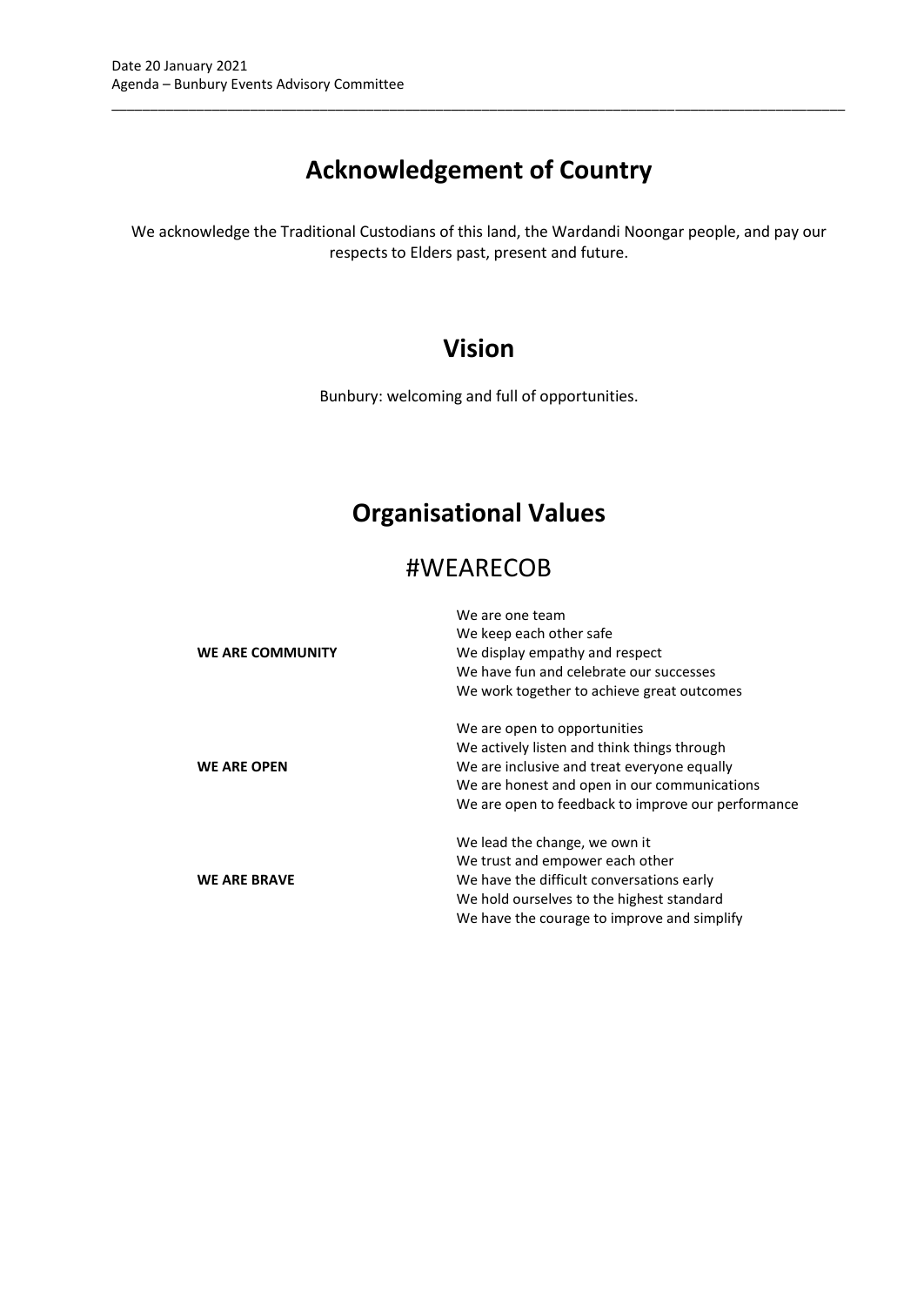# Acknowledgement of Country

We acknowledge the Traditional Custodians of this land, the Wardandi Noongar people, and pay our respects to Elders past, present and future.

# Vision

Bunbury: welcoming and full of opportunities.

# Organisational Values

## #WEARECOB

| | |
|---|---|
| **WE ARE COMMUNITY** | We are one team<br>We keep each other safe<br>We display empathy and respect<br>We have fun and celebrate our successes<br>We work together to achieve great outcomes |
| **WE ARE OPEN** | We are open to opportunities<br>We actively listen and think things through<br>We are inclusive and treat everyone equally<br>We are honest and open in our communications<br>We are open to feedback to improve our performance |
| **WE ARE BRAVE** | We lead the change, we own it<br>We trust and empower each other<br>We have the difficult conversations early<br>We hold ourselves to the highest standard<br>We have the courage to improve and simplify |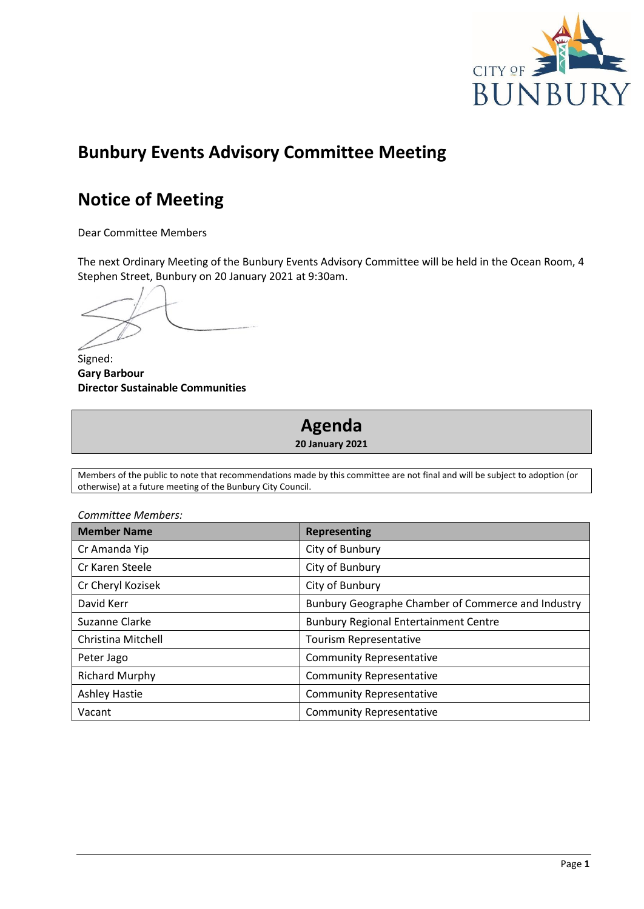# Bunbury Events Advisory Committee Meeting

# Notice of Meeting

Dear Committee Members

The next Ordinary Meeting of the Bunbury Events Advisory Committee will be held in the Ocean Room, 4 Stephen Street, Bunbury on 20 January 2021 at 9:30am.

Signed:
**Gary Barbour**
**Director Sustainable Communities**

## Agenda

**20 January 2021**

Members of the public to note that recommendations made by this committee are not final and will be subject to adoption (or otherwise) at a future meeting of the Bunbury City Council.

*Committee Members:*

| Member Name | Representing |
|---|---|
| Cr Amanda Yip | City of Bunbury |
| Cr Karen Steele | City of Bunbury |
| Cr Cheryl Kozisek | City of Bunbury |
| David Kerr | Bunbury Geographe Chamber of Commerce and Industry |
| Suzanne Clarke | Bunbury Regional Entertainment Centre |
| Christina Mitchell | Tourism Representative |
| Peter Jago | Community Representative |
| Richard Murphy | Community Representative |
| Ashley Hastie | Community Representative |
| Vacant | Community Representative |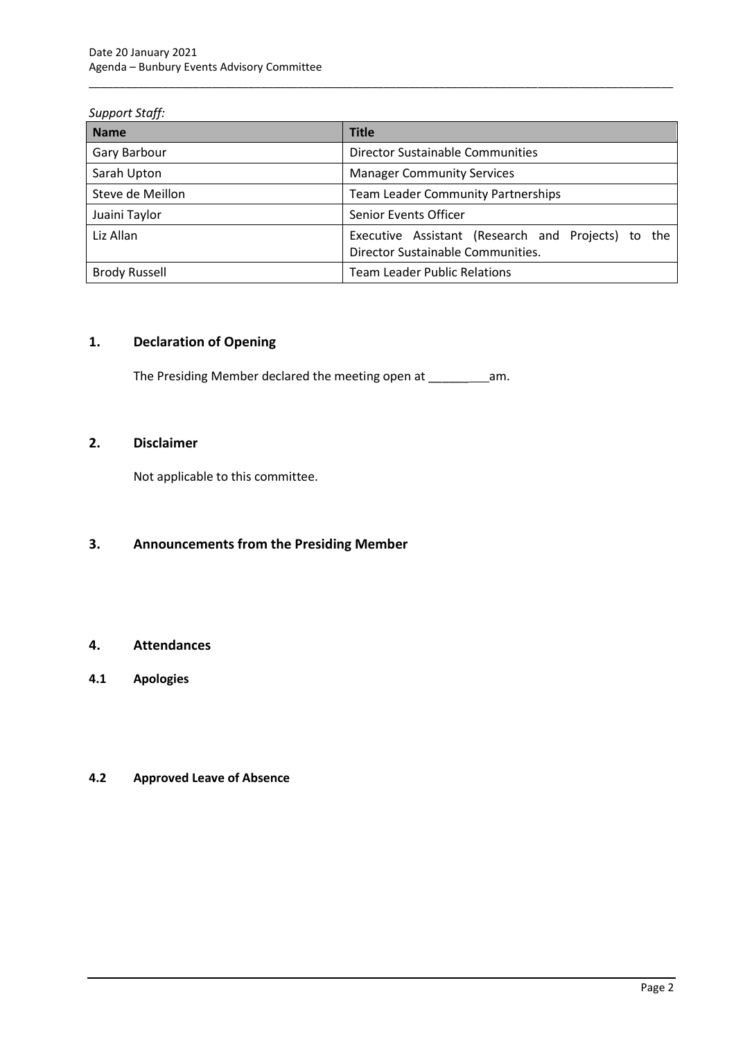*Support Staff:*

| Name | Title |
| --- | --- |
| Gary Barbour | Director Sustainable Communities |
| Sarah Upton | Manager Community Services |
| Steve de Meillon | Team Leader Community Partnerships |
| Juaini Taylor | Senior Events Officer |
| Liz Allan | Executive Assistant (Research and Projects) to the Director Sustainable Communities. |
| Brody Russell | Team Leader Public Relations |

## 1. Declaration of Opening

The Presiding Member declared the meeting open at _________am.

## 2. Disclaimer

Not applicable to this committee.

## 3. Announcements from the Presiding Member

## 4. Attendances

### 4.1 Apologies

### 4.2 Approved Leave of Absence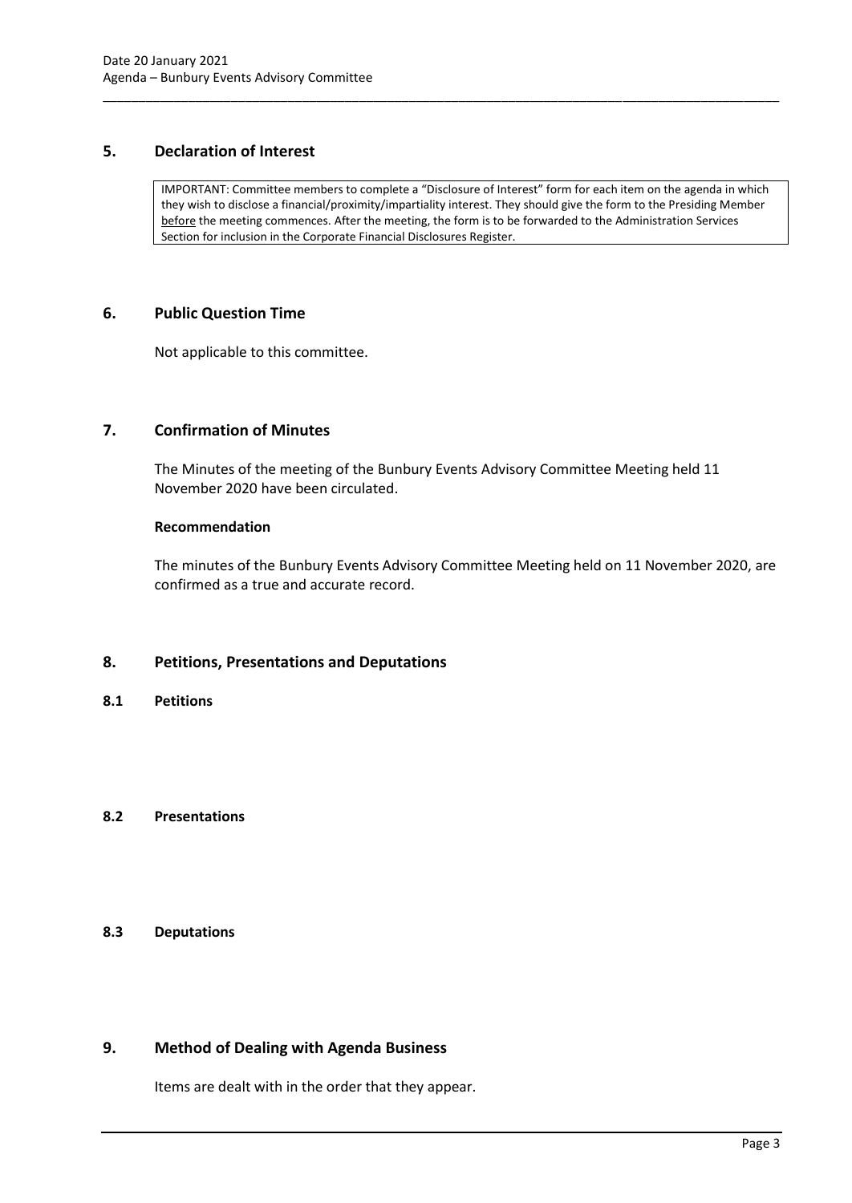## 5. Declaration of Interest

IMPORTANT: Committee members to complete a "Disclosure of Interest" form for each item on the agenda in which they wish to disclose a financial/proximity/impartiality interest. They should give the form to the Presiding Member before the meeting commences. After the meeting, the form is to be forwarded to the Administration Services Section for inclusion in the Corporate Financial Disclosures Register.

## 6. Public Question Time

Not applicable to this committee.

## 7. Confirmation of Minutes

The Minutes of the meeting of the Bunbury Events Advisory Committee Meeting held 11 November 2020 have been circulated.

**Recommendation**

The minutes of the Bunbury Events Advisory Committee Meeting held on 11 November 2020, are confirmed as a true and accurate record.

## 8. Petitions, Presentations and Deputations

### 8.1 Petitions

### 8.2 Presentations

### 8.3 Deputations

## 9. Method of Dealing with Agenda Business

Items are dealt with in the order that they appear.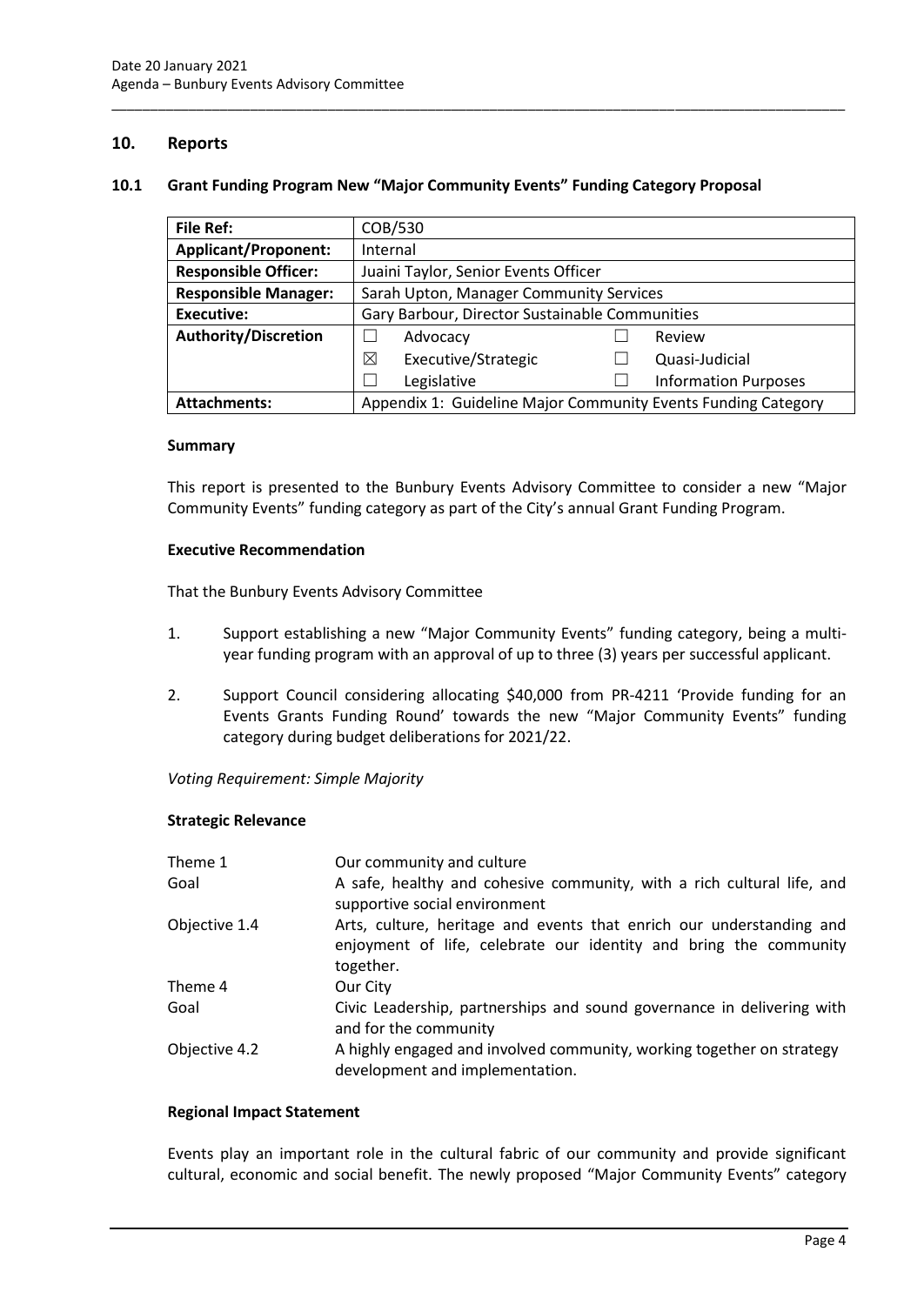## 10. Reports

### 10.1 Grant Funding Program New "Major Community Events" Funding Category Proposal

| **File Ref:** | COB/530 | | | |
|---|---|---|---|---|
| **Applicant/Proponent:** | Internal | | | |
| **Responsible Officer:** | Juaini Taylor, Senior Events Officer | | | |
| **Responsible Manager:** | Sarah Upton, Manager Community Services | | | |
| **Executive:** | Gary Barbour, Director Sustainable Communities | | | |
| **Authority/Discretion** | ☐ | Advocacy | ☐ | Review |
| | ☒ | Executive/Strategic | ☐ | Quasi-Judicial |
| | ☐ | Legislative | ☐ | Information Purposes |
| **Attachments:** | Appendix 1: Guideline Major Community Events Funding Category | | | |

#### Summary

This report is presented to the Bunbury Events Advisory Committee to consider a new "Major Community Events" funding category as part of the City's annual Grant Funding Program.

#### Executive Recommendation

That the Bunbury Events Advisory Committee

1. Support establishing a new "Major Community Events" funding category, being a multi-year funding program with an approval of up to three (3) years per successful applicant.

2. Support Council considering allocating $40,000 from PR-4211 'Provide funding for an Events Grants Funding Round' towards the new "Major Community Events" funding category during budget deliberations for 2021/22.

*Voting Requirement: Simple Majority*

#### Strategic Relevance

| | |
|---|---|
| Theme 1 | Our community and culture |
| Goal | A safe, healthy and cohesive community, with a rich cultural life, and supportive social environment |
| Objective 1.4 | Arts, culture, heritage and events that enrich our understanding and enjoyment of life, celebrate our identity and bring the community together. |
| Theme 4 | Our City |
| Goal | Civic Leadership, partnerships and sound governance in delivering with and for the community |
| Objective 4.2 | A highly engaged and involved community, working together on strategy development and implementation. |

#### Regional Impact Statement

Events play an important role in the cultural fabric of our community and provide significant cultural, economic and social benefit. The newly proposed "Major Community Events" category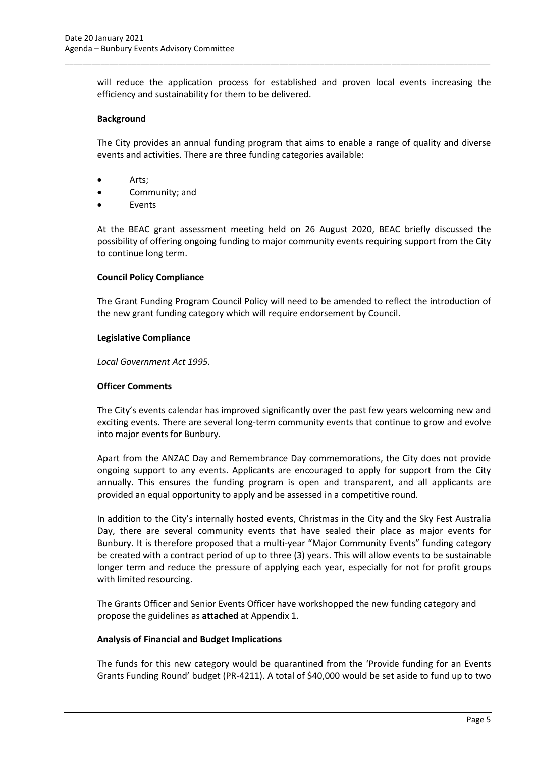will reduce the application process for established and proven local events increasing the efficiency and sustainability for them to be delivered.

**Background**

The City provides an annual funding program that aims to enable a range of quality and diverse events and activities. There are three funding categories available:

- Arts;
- Community; and
- Events

At the BEAC grant assessment meeting held on 26 August 2020, BEAC briefly discussed the possibility of offering ongoing funding to major community events requiring support from the City to continue long term.

**Council Policy Compliance**

The Grant Funding Program Council Policy will need to be amended to reflect the introduction of the new grant funding category which will require endorsement by Council.

**Legislative Compliance**

*Local Government Act 1995.*

**Officer Comments**

The City's events calendar has improved significantly over the past few years welcoming new and exciting events. There are several long-term community events that continue to grow and evolve into major events for Bunbury.

Apart from the ANZAC Day and Remembrance Day commemorations, the City does not provide ongoing support to any events. Applicants are encouraged to apply for support from the City annually. This ensures the funding program is open and transparent, and all applicants are provided an equal opportunity to apply and be assessed in a competitive round.

In addition to the City's internally hosted events, Christmas in the City and the Sky Fest Australia Day, there are several community events that have sealed their place as major events for Bunbury. It is therefore proposed that a multi-year "Major Community Events" funding category be created with a contract period of up to three (3) years. This will allow events to be sustainable longer term and reduce the pressure of applying each year, especially for not for profit groups with limited resourcing.

The Grants Officer and Senior Events Officer have workshopped the new funding category and propose the guidelines as **attached** at Appendix 1.

**Analysis of Financial and Budget Implications**

The funds for this new category would be quarantined from the 'Provide funding for an Events Grants Funding Round' budget (PR-4211). A total of $40,000 would be set aside to fund up to two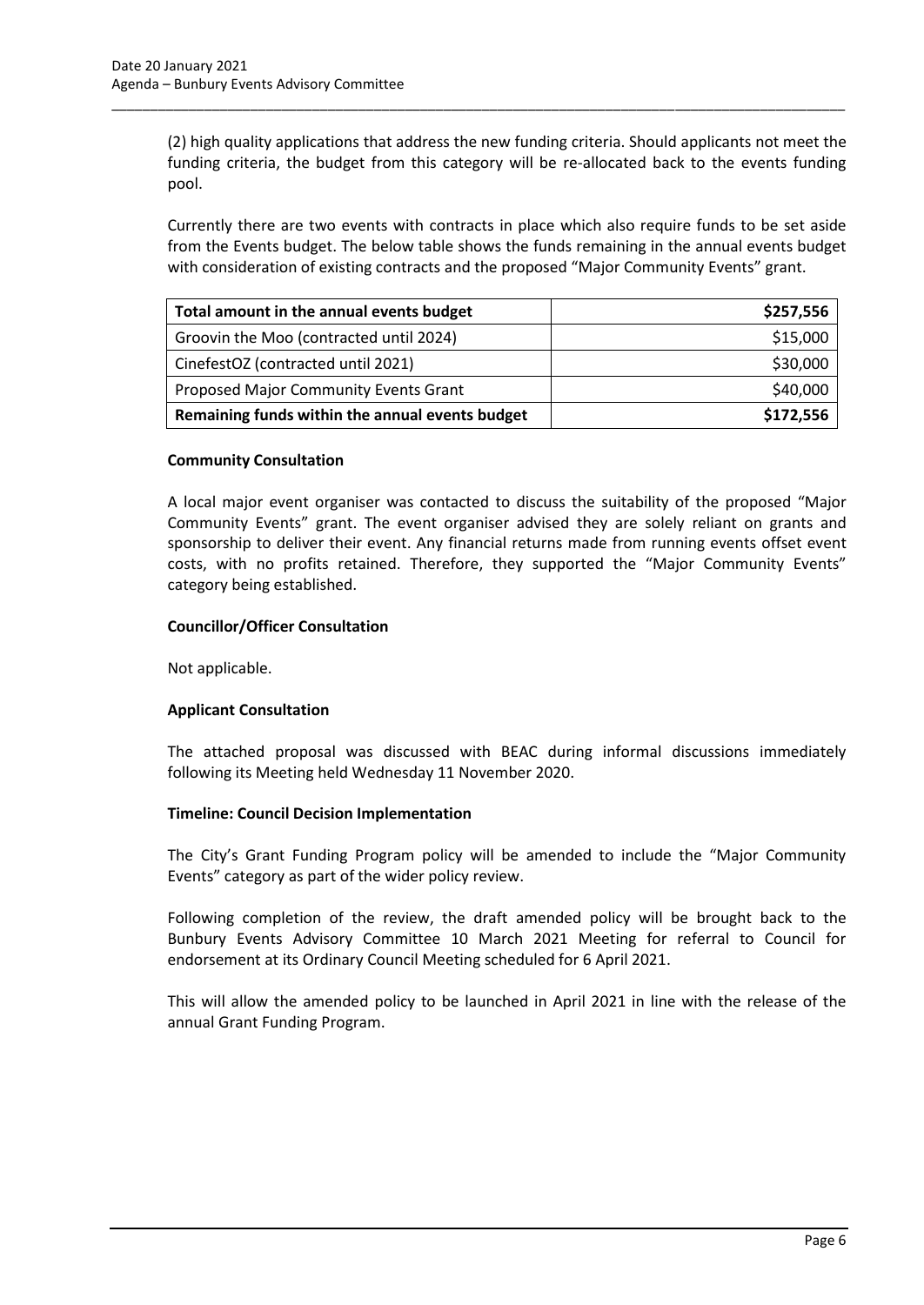(2) high quality applications that address the new funding criteria. Should applicants not meet the funding criteria, the budget from this category will be re-allocated back to the events funding pool.

Currently there are two events with contracts in place which also require funds to be set aside from the Events budget. The below table shows the funds remaining in the annual events budget with consideration of existing contracts and the proposed "Major Community Events" grant.

| **Total amount in the annual events budget** | **$257,556** |
|---|---|
| Groovin the Moo (contracted until 2024) | $15,000 |
| CinefestOZ (contracted until 2021) | $30,000 |
| Proposed Major Community Events Grant | $40,000 |
| **Remaining funds within the annual events budget** | **$172,556** |

**Community Consultation**

A local major event organiser was contacted to discuss the suitability of the proposed "Major Community Events" grant. The event organiser advised they are solely reliant on grants and sponsorship to deliver their event. Any financial returns made from running events offset event costs, with no profits retained. Therefore, they supported the "Major Community Events" category being established.

**Councillor/Officer Consultation**

Not applicable.

**Applicant Consultation**

The attached proposal was discussed with BEAC during informal discussions immediately following its Meeting held Wednesday 11 November 2020.

**Timeline: Council Decision Implementation**

The City's Grant Funding Program policy will be amended to include the "Major Community Events" category as part of the wider policy review.

Following completion of the review, the draft amended policy will be brought back to the Bunbury Events Advisory Committee 10 March 2021 Meeting for referral to Council for endorsement at its Ordinary Council Meeting scheduled for 6 April 2021.

This will allow the amended policy to be launched in April 2021 in line with the release of the annual Grant Funding Program.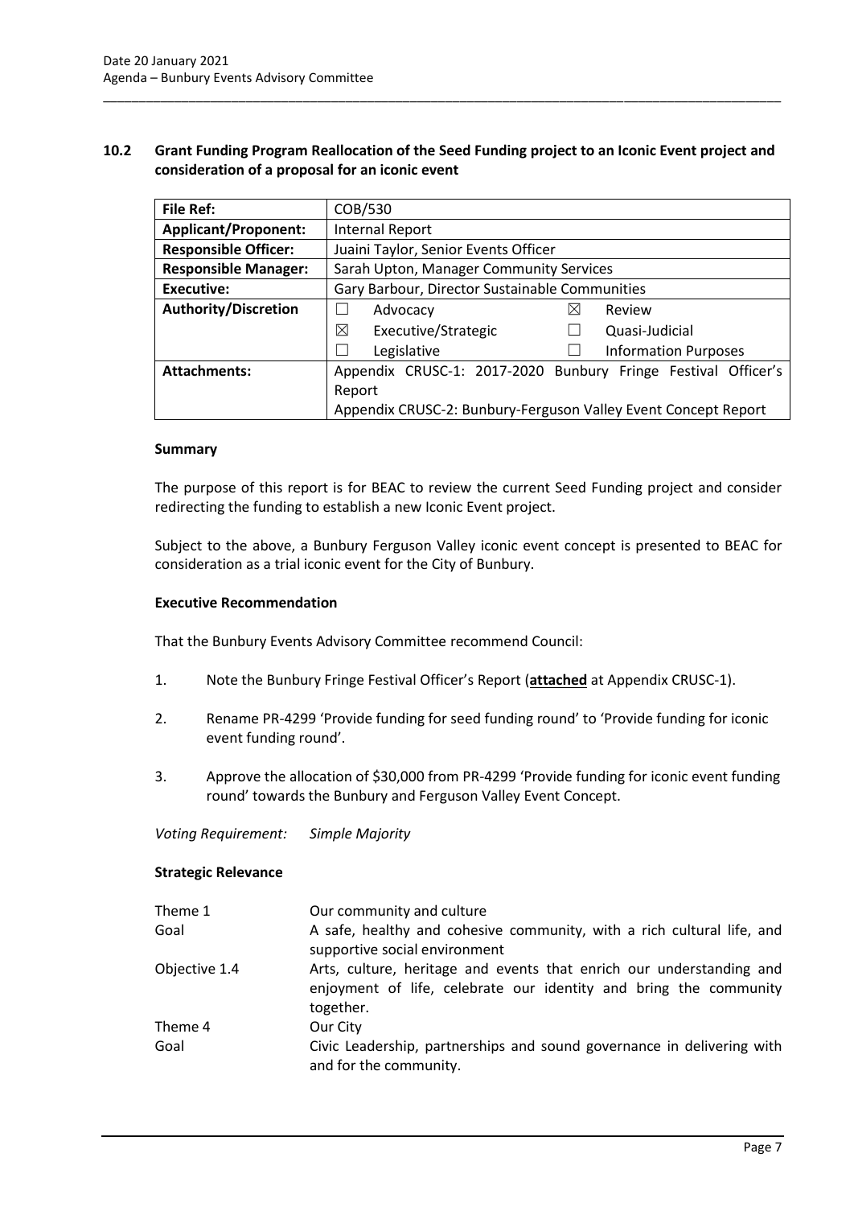## 10.2 Grant Funding Program Reallocation of the Seed Funding project to an Iconic Event project and consideration of a proposal for an iconic event

| **File Ref:** | COB/530 | | | |
|---|---|---|---|---|
| **Applicant/Proponent:** | Internal Report | | | |
| **Responsible Officer:** | Juaini Taylor, Senior Events Officer | | | |
| **Responsible Manager:** | Sarah Upton, Manager Community Services | | | |
| **Executive:** | Gary Barbour, Director Sustainable Communities | | | |
| **Authority/Discretion** | ☐ | Advocacy | ☒ | Review |
| | ☒ | Executive/Strategic | ☐ | Quasi-Judicial |
| | ☐ | Legislative | ☐ | Information Purposes |
| **Attachments:** | Appendix CRUSC-1: 2017-2020 Bunbury Fringe Festival Officer's Report<br>Appendix CRUSC-2: Bunbury-Ferguson Valley Event Concept Report | | | |

### Summary

The purpose of this report is for BEAC to review the current Seed Funding project and consider redirecting the funding to establish a new Iconic Event project.

Subject to the above, a Bunbury Ferguson Valley iconic event concept is presented to BEAC for consideration as a trial iconic event for the City of Bunbury.

### Executive Recommendation

That the Bunbury Events Advisory Committee recommend Council:

1. Note the Bunbury Fringe Festival Officer's Report (**attached** at Appendix CRUSC-1).
2. Rename PR-4299 'Provide funding for seed funding round' to 'Provide funding for iconic event funding round'.
3. Approve the allocation of $30,000 from PR-4299 'Provide funding for iconic event funding round' towards the Bunbury and Ferguson Valley Event Concept.

*Voting Requirement: Simple Majority*

### Strategic Relevance

| | |
|---|---|
| Theme 1 | Our community and culture |
| Goal | A safe, healthy and cohesive community, with a rich cultural life, and supportive social environment |
| Objective 1.4 | Arts, culture, heritage and events that enrich our understanding and enjoyment of life, celebrate our identity and bring the community together. |
| Theme 4 | Our City |
| Goal | Civic Leadership, partnerships and sound governance in delivering with and for the community. |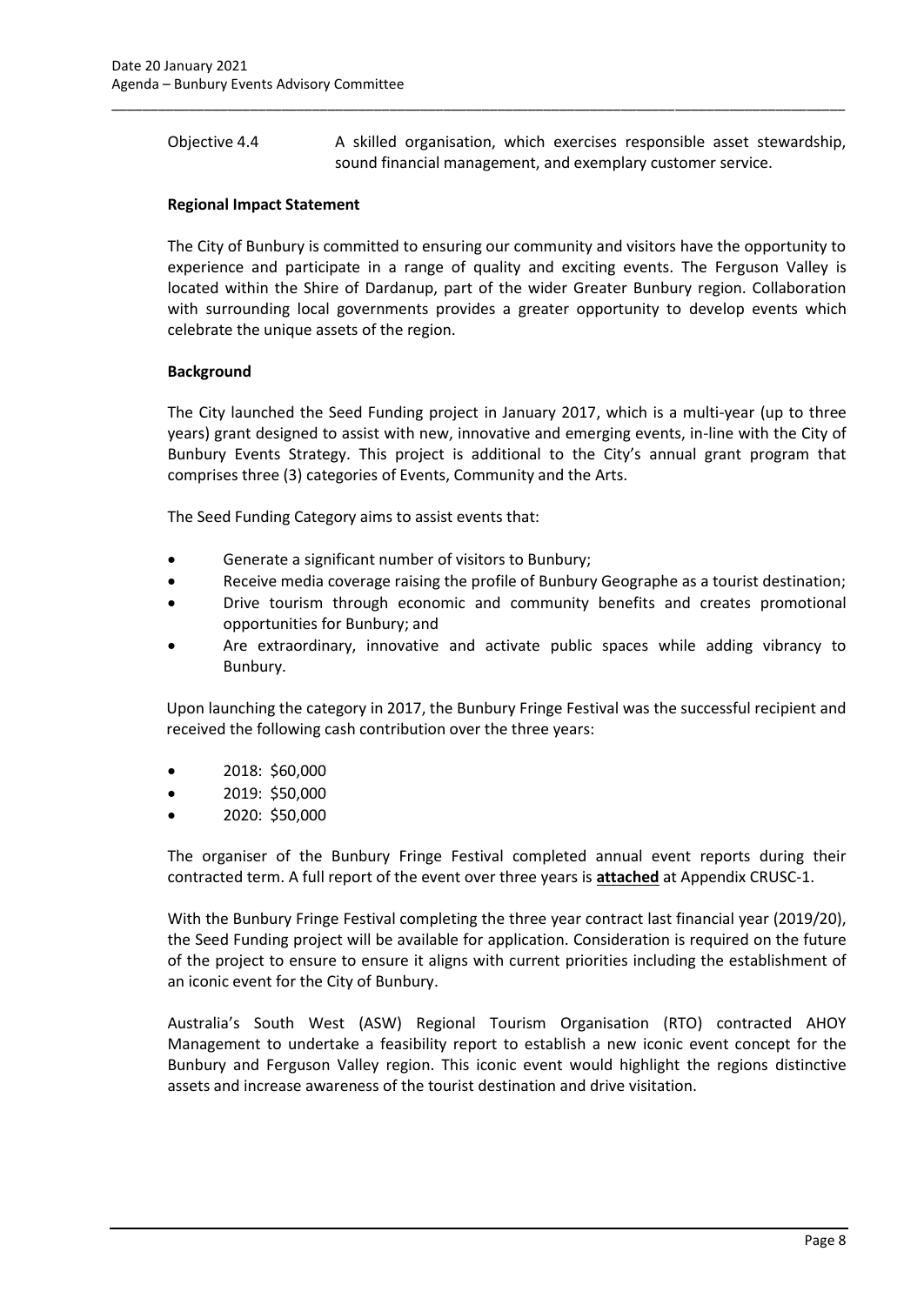Objective 4.4 A skilled organisation, which exercises responsible asset stewardship, sound financial management, and exemplary customer service.

**Regional Impact Statement**

The City of Bunbury is committed to ensuring our community and visitors have the opportunity to experience and participate in a range of quality and exciting events. The Ferguson Valley is located within the Shire of Dardanup, part of the wider Greater Bunbury region. Collaboration with surrounding local governments provides a greater opportunity to develop events which celebrate the unique assets of the region.

**Background**

The City launched the Seed Funding project in January 2017, which is a multi-year (up to three years) grant designed to assist with new, innovative and emerging events, in-line with the City of Bunbury Events Strategy. This project is additional to the City's annual grant program that comprises three (3) categories of Events, Community and the Arts.

The Seed Funding Category aims to assist events that:

- Generate a significant number of visitors to Bunbury;
- Receive media coverage raising the profile of Bunbury Geographe as a tourist destination;
- Drive tourism through economic and community benefits and creates promotional opportunities for Bunbury; and
- Are extraordinary, innovative and activate public spaces while adding vibrancy to Bunbury.

Upon launching the category in 2017, the Bunbury Fringe Festival was the successful recipient and received the following cash contribution over the three years:

- 2018: $60,000
- 2019: $50,000
- 2020: $50,000

The organiser of the Bunbury Fringe Festival completed annual event reports during their contracted term. A full report of the event over three years is **attached** at Appendix CRUSC-1.

With the Bunbury Fringe Festival completing the three year contract last financial year (2019/20), the Seed Funding project will be available for application. Consideration is required on the future of the project to ensure to ensure it aligns with current priorities including the establishment of an iconic event for the City of Bunbury.

Australia's South West (ASW) Regional Tourism Organisation (RTO) contracted AHOY Management to undertake a feasibility report to establish a new iconic event concept for the Bunbury and Ferguson Valley region. This iconic event would highlight the regions distinctive assets and increase awareness of the tourist destination and drive visitation.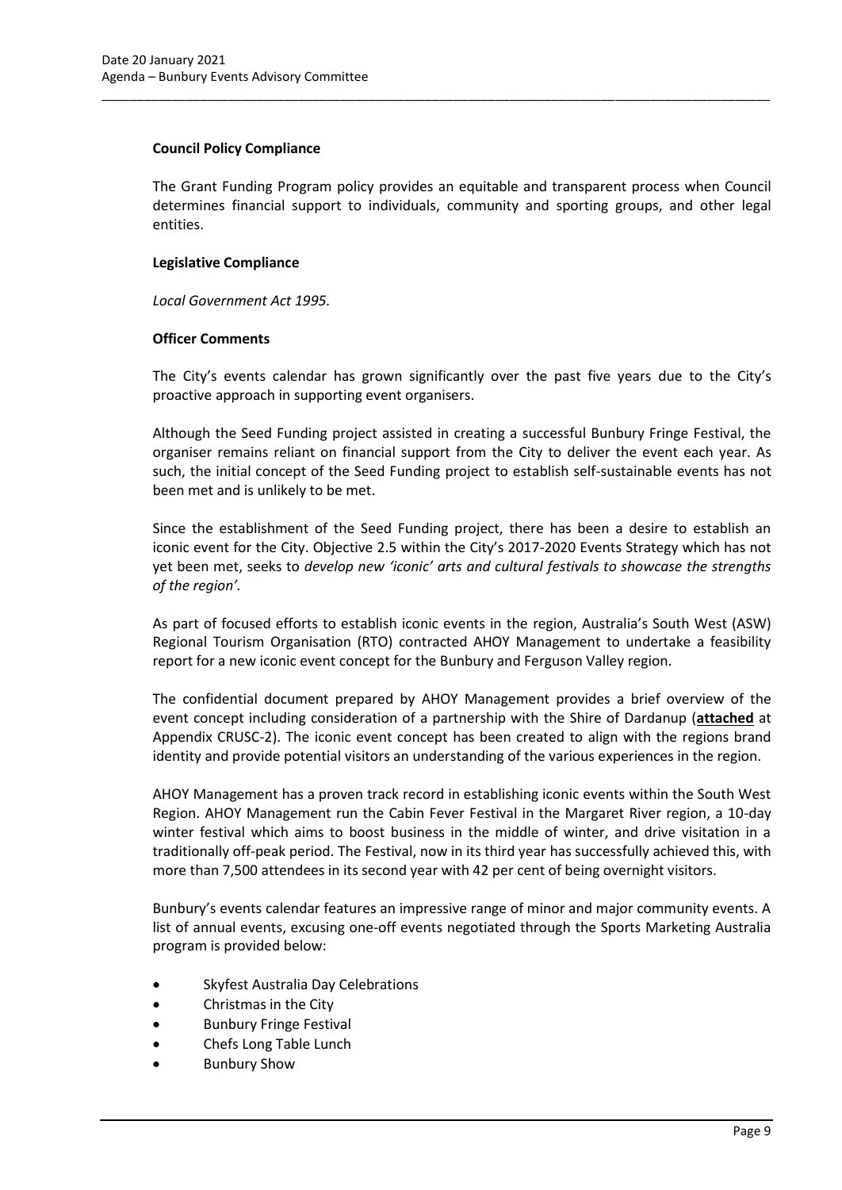**Council Policy Compliance**

The Grant Funding Program policy provides an equitable and transparent process when Council determines financial support to individuals, community and sporting groups, and other legal entities.

**Legislative Compliance**

*Local Government Act 1995.*

**Officer Comments**

The City's events calendar has grown significantly over the past five years due to the City's proactive approach in supporting event organisers.

Although the Seed Funding project assisted in creating a successful Bunbury Fringe Festival, the organiser remains reliant on financial support from the City to deliver the event each year. As such, the initial concept of the Seed Funding project to establish self-sustainable events has not been met and is unlikely to be met.

Since the establishment of the Seed Funding project, there has been a desire to establish an iconic event for the City. Objective 2.5 within the City's 2017-2020 Events Strategy which has not yet been met, seeks to *develop new 'iconic' arts and cultural festivals to showcase the strengths of the region'.*

As part of focused efforts to establish iconic events in the region, Australia's South West (ASW) Regional Tourism Organisation (RTO) contracted AHOY Management to undertake a feasibility report for a new iconic event concept for the Bunbury and Ferguson Valley region.

The confidential document prepared by AHOY Management provides a brief overview of the event concept including consideration of a partnership with the Shire of Dardanup (**attached** at Appendix CRUSC-2). The iconic event concept has been created to align with the regions brand identity and provide potential visitors an understanding of the various experiences in the region.

AHOY Management has a proven track record in establishing iconic events within the South West Region. AHOY Management run the Cabin Fever Festival in the Margaret River region, a 10-day winter festival which aims to boost business in the middle of winter, and drive visitation in a traditionally off-peak period. The Festival, now in its third year has successfully achieved this, with more than 7,500 attendees in its second year with 42 per cent of being overnight visitors.

Bunbury's events calendar features an impressive range of minor and major community events. A list of annual events, excusing one-off events negotiated through the Sports Marketing Australia program is provided below:

- Skyfest Australia Day Celebrations
- Christmas in the City
- Bunbury Fringe Festival
- Chefs Long Table Lunch
- Bunbury Show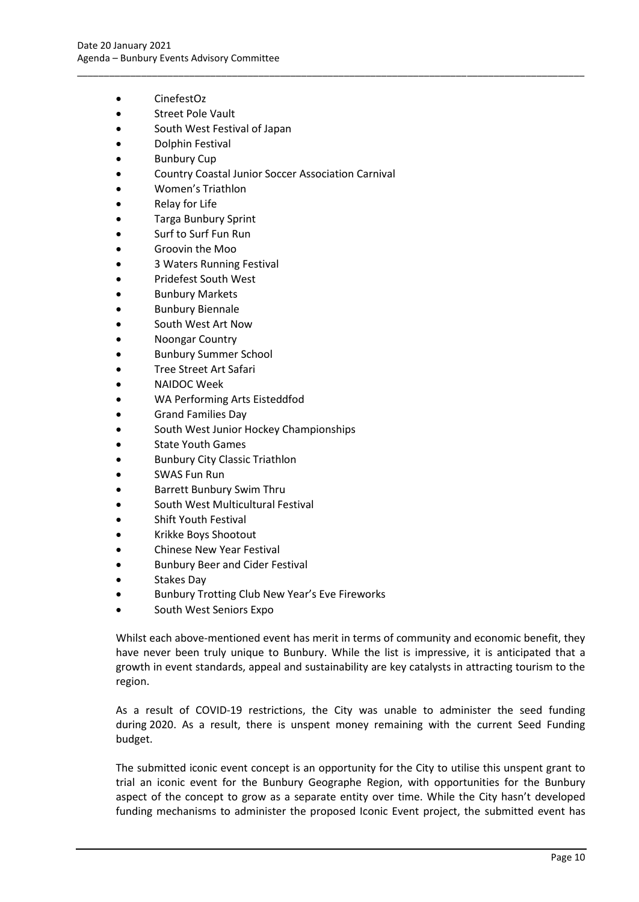- CinefestOz
- Street Pole Vault
- South West Festival of Japan
- Dolphin Festival
- Bunbury Cup
- Country Coastal Junior Soccer Association Carnival
- Women's Triathlon
- Relay for Life
- Targa Bunbury Sprint
- Surf to Surf Fun Run
- Groovin the Moo
- 3 Waters Running Festival
- Pridefest South West
- Bunbury Markets
- Bunbury Biennale
- South West Art Now
- Noongar Country
- Bunbury Summer School
- Tree Street Art Safari
- NAIDOC Week
- WA Performing Arts Eisteddfod
- Grand Families Day
- South West Junior Hockey Championships
- State Youth Games
- Bunbury City Classic Triathlon
- SWAS Fun Run
- Barrett Bunbury Swim Thru
- South West Multicultural Festival
- Shift Youth Festival
- Krikke Boys Shootout
- Chinese New Year Festival
- Bunbury Beer and Cider Festival
- Stakes Day
- Bunbury Trotting Club New Year's Eve Fireworks
- South West Seniors Expo

Whilst each above-mentioned event has merit in terms of community and economic benefit, they have never been truly unique to Bunbury. While the list is impressive, it is anticipated that a growth in event standards, appeal and sustainability are key catalysts in attracting tourism to the region.

As a result of COVID-19 restrictions, the City was unable to administer the seed funding during 2020. As a result, there is unspent money remaining with the current Seed Funding budget.

The submitted iconic event concept is an opportunity for the City to utilise this unspent grant to trial an iconic event for the Bunbury Geographe Region, with opportunities for the Bunbury aspect of the concept to grow as a separate entity over time. While the City hasn't developed funding mechanisms to administer the proposed Iconic Event project, the submitted event has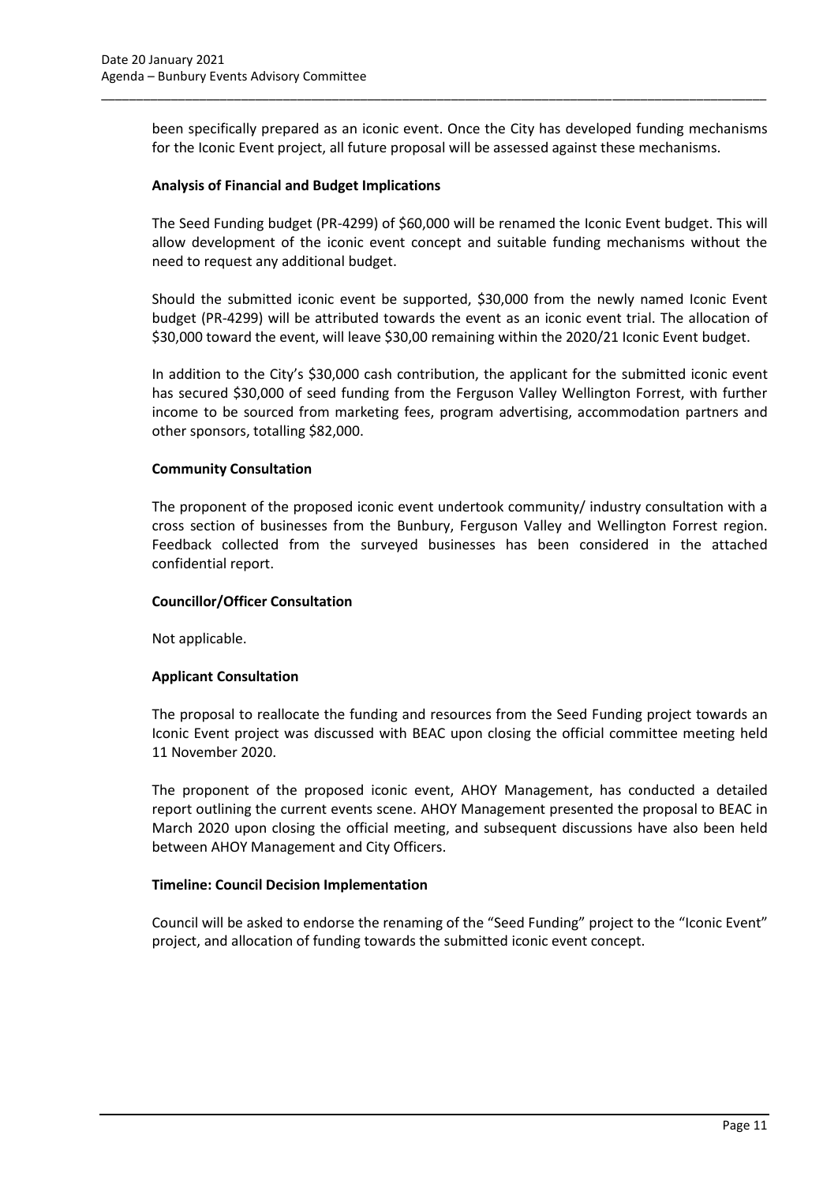been specifically prepared as an iconic event. Once the City has developed funding mechanisms for the Iconic Event project, all future proposal will be assessed against these mechanisms.

**Analysis of Financial and Budget Implications**

The Seed Funding budget (PR-4299) of $60,000 will be renamed the Iconic Event budget. This will allow development of the iconic event concept and suitable funding mechanisms without the need to request any additional budget.

Should the submitted iconic event be supported, $30,000 from the newly named Iconic Event budget (PR-4299) will be attributed towards the event as an iconic event trial. The allocation of $30,000 toward the event, will leave $30,00 remaining within the 2020/21 Iconic Event budget.

In addition to the City's $30,000 cash contribution, the applicant for the submitted iconic event has secured $30,000 of seed funding from the Ferguson Valley Wellington Forrest, with further income to be sourced from marketing fees, program advertising, accommodation partners and other sponsors, totalling $82,000.

**Community Consultation**

The proponent of the proposed iconic event undertook community/ industry consultation with a cross section of businesses from the Bunbury, Ferguson Valley and Wellington Forrest region. Feedback collected from the surveyed businesses has been considered in the attached confidential report.

**Councillor/Officer Consultation**

Not applicable.

**Applicant Consultation**

The proposal to reallocate the funding and resources from the Seed Funding project towards an Iconic Event project was discussed with BEAC upon closing the official committee meeting held 11 November 2020.

The proponent of the proposed iconic event, AHOY Management, has conducted a detailed report outlining the current events scene. AHOY Management presented the proposal to BEAC in March 2020 upon closing the official meeting, and subsequent discussions have also been held between AHOY Management and City Officers.

**Timeline: Council Decision Implementation**

Council will be asked to endorse the renaming of the "Seed Funding" project to the "Iconic Event" project, and allocation of funding towards the submitted iconic event concept.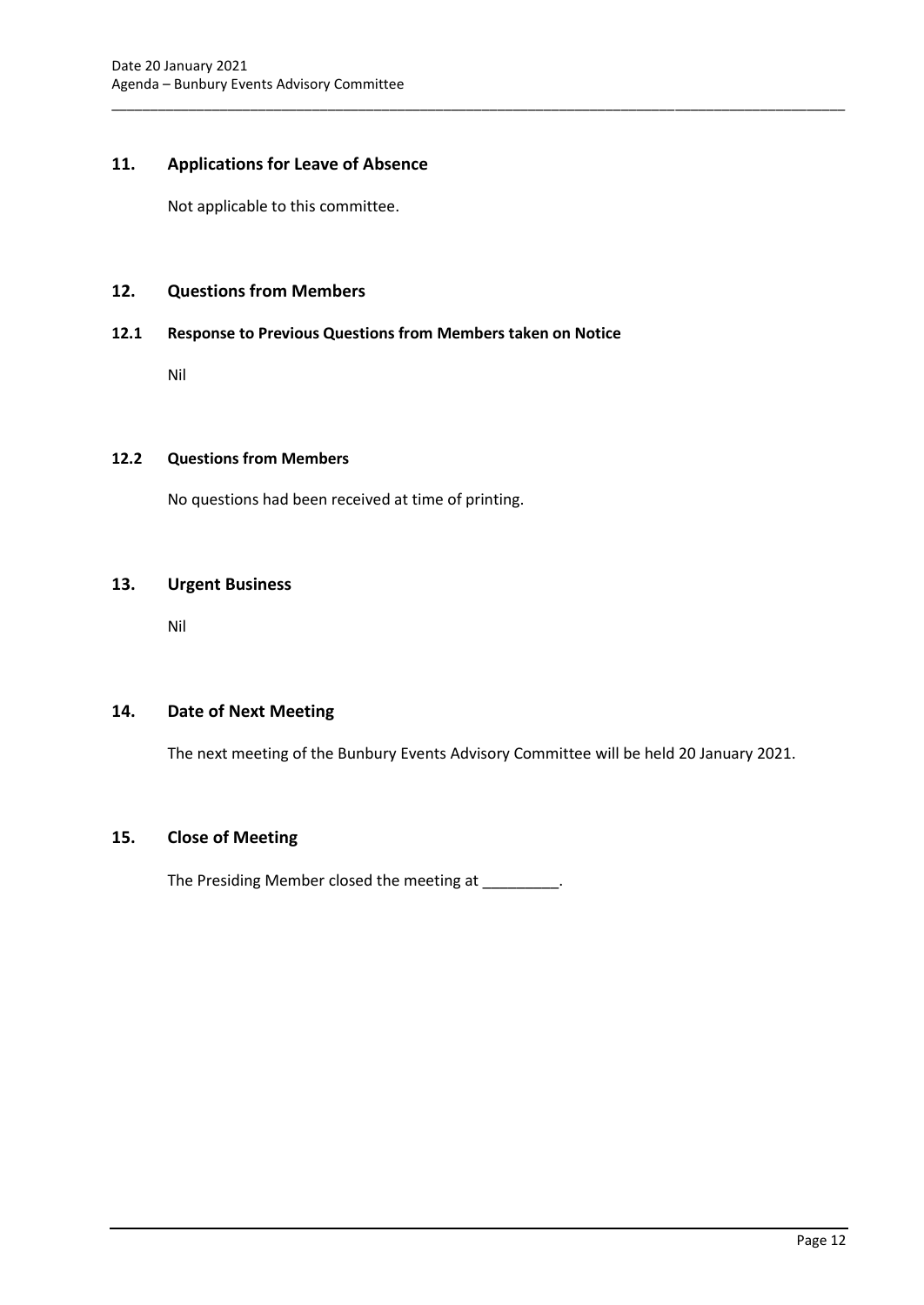## 11. Applications for Leave of Absence

Not applicable to this committee.

## 12. Questions from Members

### 12.1 Response to Previous Questions from Members taken on Notice

Nil

### 12.2 Questions from Members

No questions had been received at time of printing.

## 13. Urgent Business

Nil

## 14. Date of Next Meeting

The next meeting of the Bunbury Events Advisory Committee will be held 20 January 2021.

## 15. Close of Meeting

The Presiding Member closed the meeting at _________.